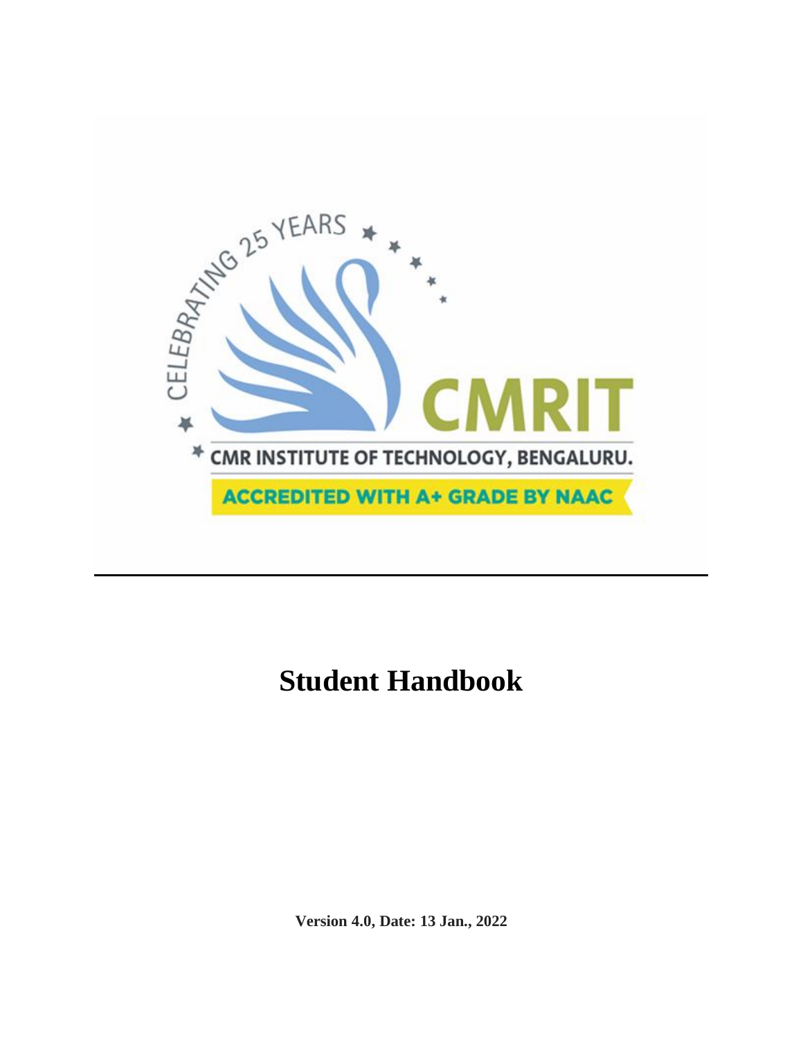# Student Handbook

**Version 4.0, Date: 13 Jan., 2022**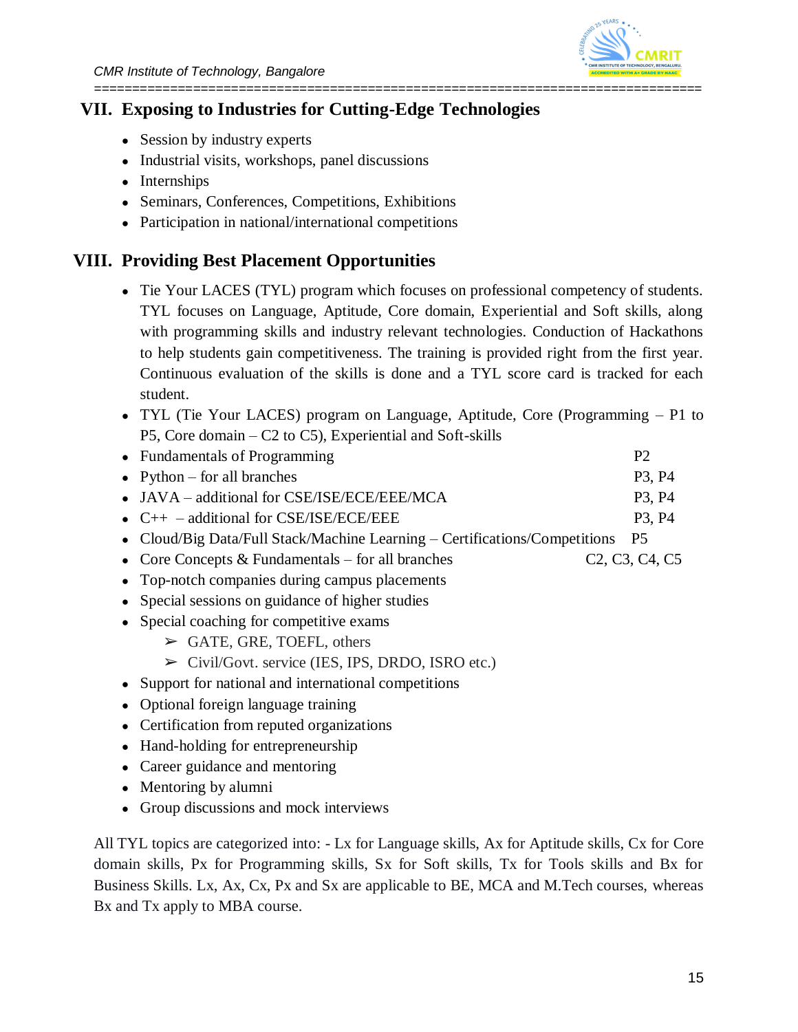## VII. Exposing to Industries for Cutting-Edge Technologies

- Session by industry experts
- Industrial visits, workshops, panel discussions
- Internships
- Seminars, Conferences, Competitions, Exhibitions
- Participation in national/international competitions

## VIII. Providing Best Placement Opportunities

- Tie Your LACES (TYL) program which focuses on professional competency of students. TYL focuses on Language, Aptitude, Core domain, Experiential and Soft skills, along with programming skills and industry relevant technologies. Conduction of Hackathons to help students gain competitiveness. The training is provided right from the first year. Continuous evaluation of the skills is done and a TYL score card is tracked for each student.
- TYL (Tie Your LACES) program on Language, Aptitude, Core (Programming – P1 to P5, Core domain – C2 to C5), Experiential and Soft-skills
- Fundamentals of Programming — P2
- Python – for all branches — P3, P4
- JAVA – additional for CSE/ISE/ECE/EEE/MCA — P3, P4
- C++ – additional for CSE/ISE/ECE/EEE — P3, P4
- Cloud/Big Data/Full Stack/Machine Learning – Certifications/Competitions — P5
- Core Concepts & Fundamentals – for all branches — C2, C3, C4, C5
- Top-notch companies during campus placements
- Special sessions on guidance of higher studies
- Special coaching for competitive exams
  - GATE, GRE, TOEFL, others
  - Civil/Govt. service (IES, IPS, DRDO, ISRO etc.)
- Support for national and international competitions
- Optional foreign language training
- Certification from reputed organizations
- Hand-holding for entrepreneurship
- Career guidance and mentoring
- Mentoring by alumni
- Group discussions and mock interviews

All TYL topics are categorized into: - Lx for Language skills, Ax for Aptitude skills, Cx for Core domain skills, Px for Programming skills, Sx for Soft skills, Tx for Tools skills and Bx for Business Skills. Lx, Ax, Cx, Px and Sx are applicable to BE, MCA and M.Tech courses, whereas Bx and Tx apply to MBA course.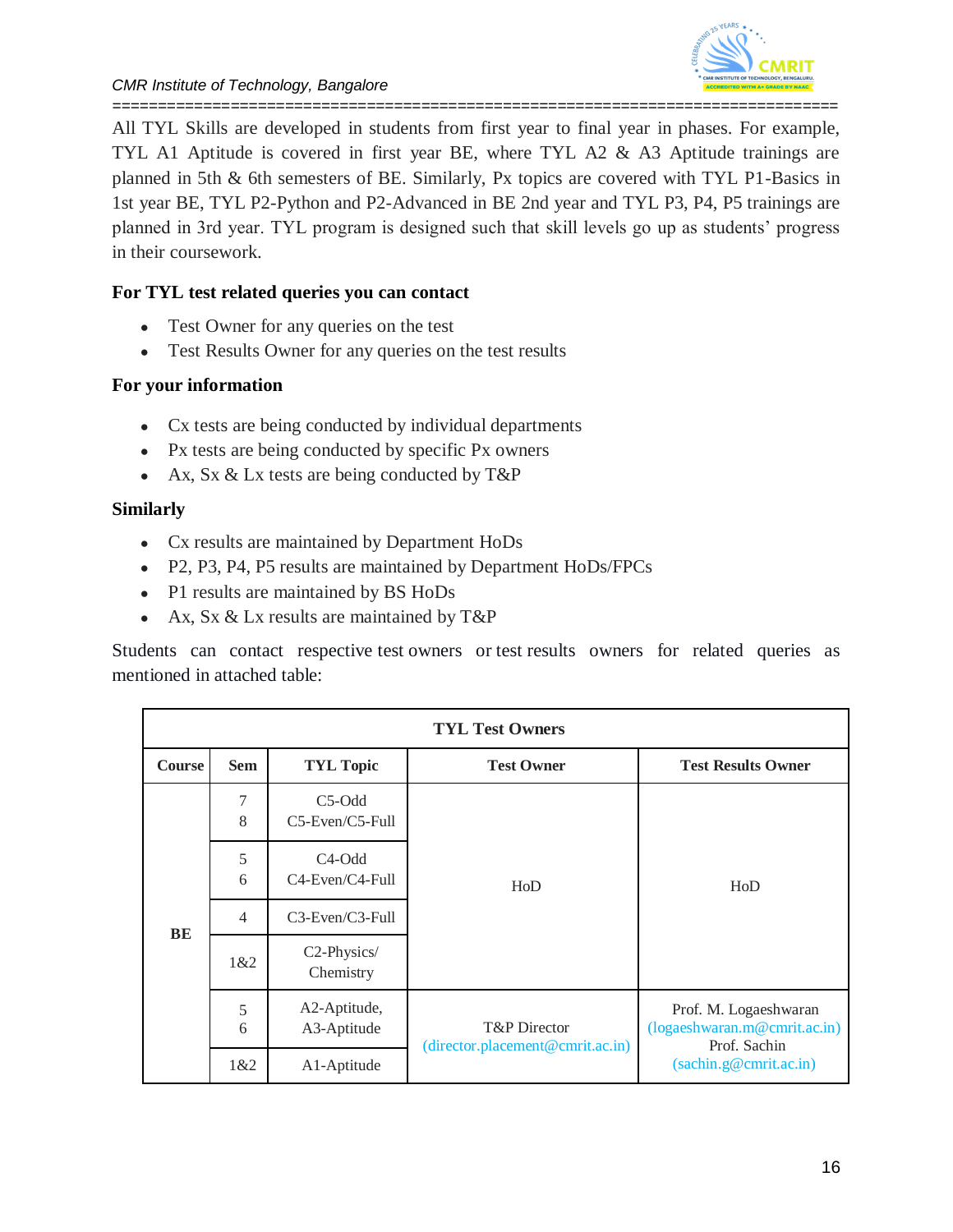All TYL Skills are developed in students from first year to final year in phases. For example, TYL A1 Aptitude is covered in first year BE, where TYL A2 & A3 Aptitude trainings are planned in 5th & 6th semesters of BE. Similarly, Px topics are covered with TYL P1-Basics in 1st year BE, TYL P2-Python and P2-Advanced in BE 2nd year and TYL P3, P4, P5 trainings are planned in 3rd year. TYL program is designed such that skill levels go up as students' progress in their coursework.

**For TYL test related queries you can contact**

- Test Owner for any queries on the test
- Test Results Owner for any queries on the test results

**For your information**

- Cx tests are being conducted by individual departments
- Px tests are being conducted by specific Px owners
- Ax, Sx & Lx tests are being conducted by T&P

**Similarly**

- Cx results are maintained by Department HoDs
- P2, P3, P4, P5 results are maintained by Department HoDs/FPCs
- P1 results are maintained by BS HoDs
- Ax, Sx & Lx results are maintained by T&P

Students can contact respective test owners or test results owners for related queries as mentioned in attached table:

| **TYL Test Owners** | | | | |
|---|---|---|---|---|
| **Course** | **Sem** | **TYL Topic** | **Test Owner** | **Test Results Owner** |
| BE | 7<br>8 | C5-Odd<br>C5-Even/C5-Full | HoD | HoD |
| | 5<br>6 | C4-Odd<br>C4-Even/C4-Full | | |
| | 4 | C3-Even/C3-Full | | |
| | 1&2 | C2-Physics/ Chemistry | | |
| | 5<br>6 | A2-Aptitude, A3-Aptitude | T&P Director (director.placement@cmrit.ac.in) | Prof. M. Logaeshwaran (logaeshwaran.m@cmrit.ac.in) Prof. Sachin (sachin.g@cmrit.ac.in) |
| | 1&2 | A1-Aptitude | | |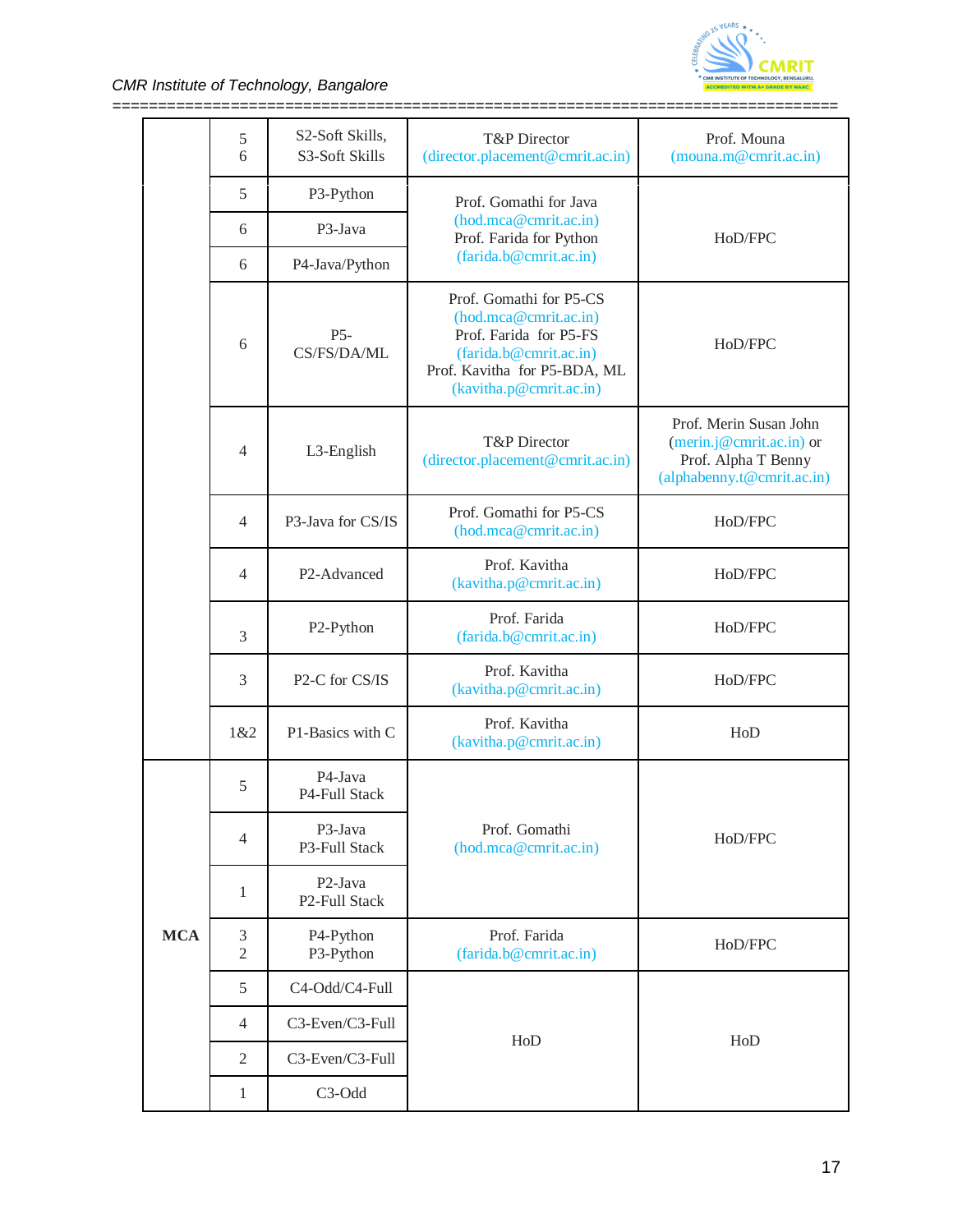| | | | | |
|---|---|---|---|---|
| | 5<br>6 | S2-Soft Skills,<br>S3-Soft Skills | T&P Director<br>(director.placement@cmrit.ac.in) | Prof. Mouna<br>(mouna.m@cmrit.ac.in) |
| | 5 | P3-Python | Prof. Gomathi for Java<br>(hod.mca@cmrit.ac.in)<br>Prof. Farida for Python<br>(farida.b@cmrit.ac.in) | HoD/FPC |
| | 6 | P3-Java | | |
| | 6 | P4-Java/Python | | |
| | 6 | P5-<br>CS/FS/DA/ML | Prof. Gomathi for P5-CS<br>(hod.mca@cmrit.ac.in)<br>Prof. Farida for P5-FS<br>(farida.b@cmrit.ac.in)<br>Prof. Kavitha for P5-BDA, ML<br>(kavitha.p@cmrit.ac.in) | HoD/FPC |
| | 4 | L3-English | T&P Director<br>(director.placement@cmrit.ac.in) | Prof. Merin Susan John<br>(merin.j@cmrit.ac.in) or<br>Prof. Alpha T Benny<br>(alphabenny.t@cmrit.ac.in) |
| | 4 | P3-Java for CS/IS | Prof. Gomathi for P5-CS<br>(hod.mca@cmrit.ac.in) | HoD/FPC |
| | 4 | P2-Advanced | Prof. Kavitha<br>(kavitha.p@cmrit.ac.in) | HoD/FPC |
| | 3 | P2-Python | Prof. Farida<br>(farida.b@cmrit.ac.in) | HoD/FPC |
| | 3 | P2-C for CS/IS | Prof. Kavitha<br>(kavitha.p@cmrit.ac.in) | HoD/FPC |
| | 1&2 | P1-Basics with C | Prof. Kavitha<br>(kavitha.p@cmrit.ac.in) | HoD |
| **MCA** | 5 | P4-Java<br>P4-Full Stack | Prof. Gomathi<br>(hod.mca@cmrit.ac.in) | HoD/FPC |
| | 4 | P3-Java<br>P3-Full Stack | | |
| | 1 | P2-Java<br>P2-Full Stack | | |
| | 3<br>2 | P4-Python<br>P3-Python | Prof. Farida<br>(farida.b@cmrit.ac.in) | HoD/FPC |
| | 5 | C4-Odd/C4-Full | HoD | HoD |
| | 4 | C3-Even/C3-Full | | |
| | 2 | C3-Even/C3-Full | | |
| | 1 | C3-Odd | | |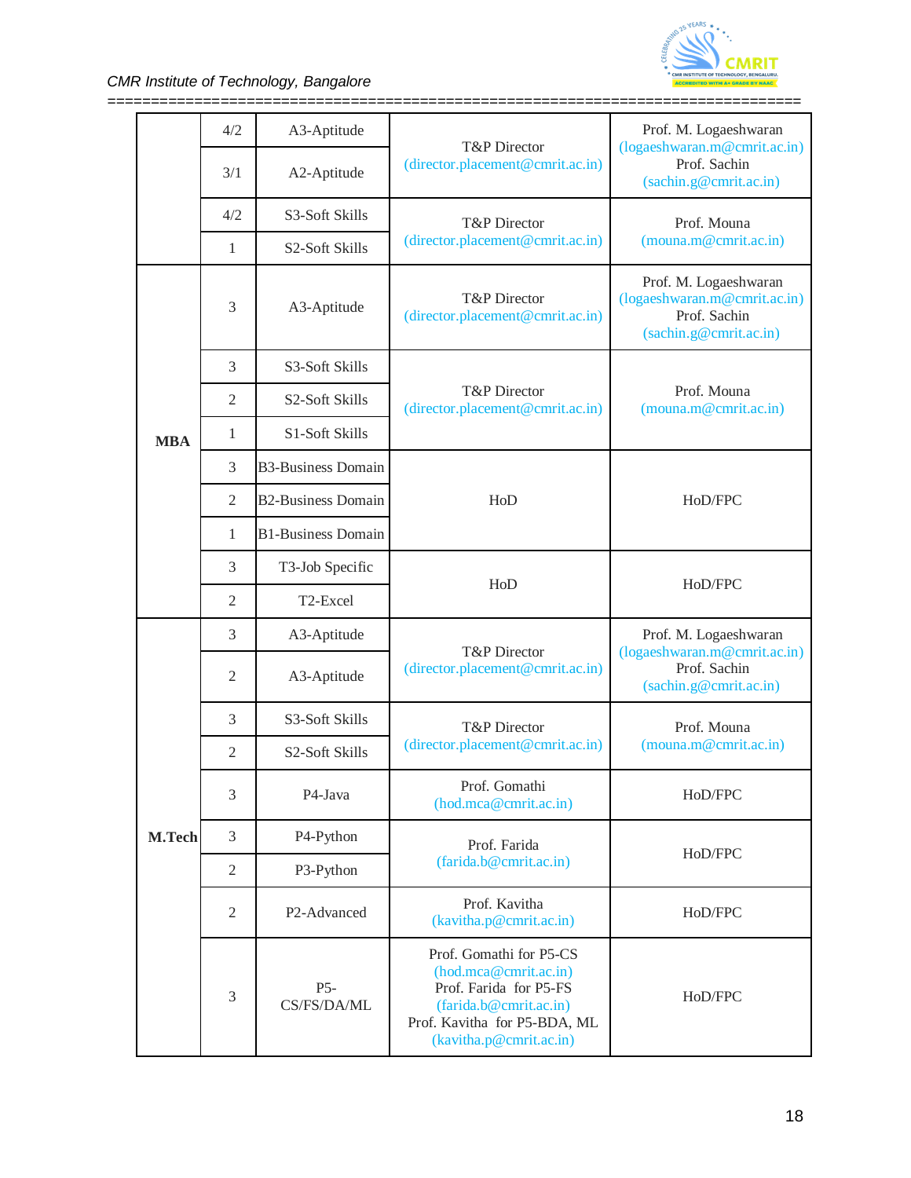| | | | | |
|---|---|---|---|---|
| | 4/2 | A3-Aptitude | T&P Director (director.placement@cmrit.ac.in) | Prof. M. Logaeshwaran (logaeshwaran.m@cmrit.ac.in) Prof. Sachin (sachin.g@cmrit.ac.in) |
| | 3/1 | A2-Aptitude | | |
| | 4/2 | S3-Soft Skills | T&P Director (director.placement@cmrit.ac.in) | Prof. Mouna (mouna.m@cmrit.ac.in) |
| | 1 | S2-Soft Skills | | |
| **MBA** | 3 | A3-Aptitude | T&P Director (director.placement@cmrit.ac.in) | Prof. M. Logaeshwaran (logaeshwaran.m@cmrit.ac.in) Prof. Sachin (sachin.g@cmrit.ac.in) |
| | 3 | S3-Soft Skills | T&P Director (director.placement@cmrit.ac.in) | Prof. Mouna (mouna.m@cmrit.ac.in) |
| | 2 | S2-Soft Skills | | |
| | 1 | S1-Soft Skills | | |
| | 3 | B3-Business Domain | HoD | HoD/FPC |
| | 2 | B2-Business Domain | | |
| | 1 | B1-Business Domain | | |
| | 3 | T3-Job Specific | HoD | HoD/FPC |
| | 2 | T2-Excel | | |
| **M.Tech** | 3 | A3-Aptitude | T&P Director (director.placement@cmrit.ac.in) | Prof. M. Logaeshwaran (logaeshwaran.m@cmrit.ac.in) Prof. Sachin (sachin.g@cmrit.ac.in) |
| | 2 | A3-Aptitude | | |
| | 3 | S3-Soft Skills | T&P Director (director.placement@cmrit.ac.in) | Prof. Mouna (mouna.m@cmrit.ac.in) |
| | 2 | S2-Soft Skills | | |
| | 3 | P4-Java | Prof. Gomathi (hod.mca@cmrit.ac.in) | HoD/FPC |
| | 3 | P4-Python | Prof. Farida (farida.b@cmrit.ac.in) | HoD/FPC |
| | 2 | P3-Python | | |
| | 2 | P2-Advanced | Prof. Kavitha (kavitha.p@cmrit.ac.in) | HoD/FPC |
| | 3 | P5-CS/FS/DA/ML | Prof. Gomathi for P5-CS (hod.mca@cmrit.ac.in) Prof. Farida for P5-FS (farida.b@cmrit.ac.in) Prof. Kavitha for P5-BDA, ML (kavitha.p@cmrit.ac.in) | HoD/FPC |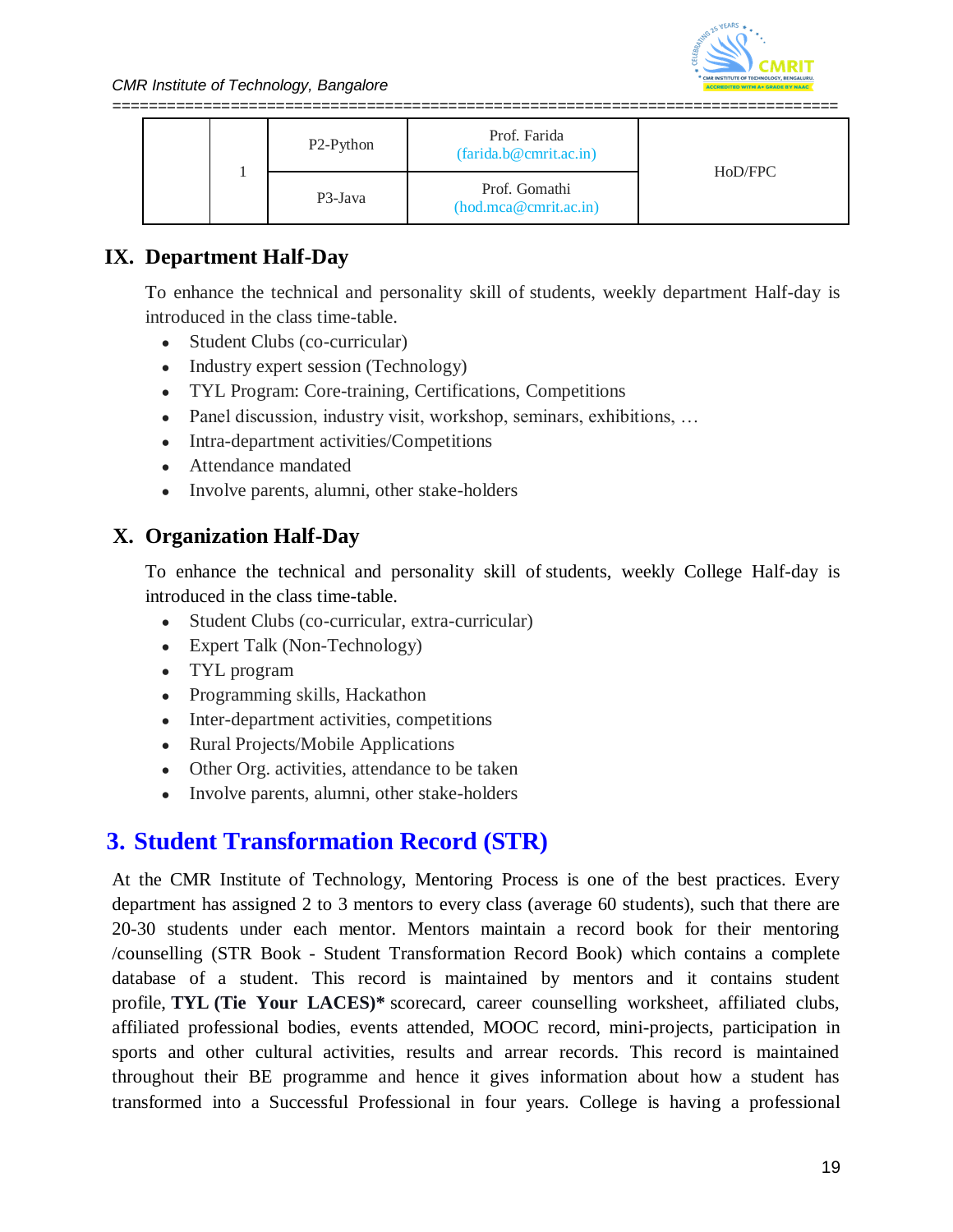|  | 1 | P2-Python | Prof. Farida (farida.b@cmrit.ac.in) | HoD/FPC |
|---|---|---|---|---|
|  |  | P3-Java | Prof. Gomathi (hod.mca@cmrit.ac.in) |  |

### IX. Department Half-Day

To enhance the technical and personality skill of students, weekly department Half-day is introduced in the class time-table.

- Student Clubs (co-curricular)
- Industry expert session (Technology)
- TYL Program: Core-training, Certifications, Competitions
- Panel discussion, industry visit, workshop, seminars, exhibitions, …
- Intra-department activities/Competitions
- Attendance mandated
- Involve parents, alumni, other stake-holders

### X. Organization Half-Day

To enhance the technical and personality skill of students, weekly College Half-day is introduced in the class time-table.

- Student Clubs (co-curricular, extra-curricular)
- Expert Talk (Non-Technology)
- TYL program
- Programming skills, Hackathon
- Inter-department activities, competitions
- Rural Projects/Mobile Applications
- Other Org. activities, attendance to be taken
- Involve parents, alumni, other stake-holders

## 3. Student Transformation Record (STR)

At the CMR Institute of Technology, Mentoring Process is one of the best practices. Every department has assigned 2 to 3 mentors to every class (average 60 students), such that there are 20-30 students under each mentor. Mentors maintain a record book for their mentoring /counselling (STR Book - Student Transformation Record Book) which contains a complete database of a student. This record is maintained by mentors and it contains student profile, **TYL (Tie Your LACES)*** scorecard, career counselling worksheet, affiliated clubs, affiliated professional bodies, events attended, MOOC record, mini-projects, participation in sports and other cultural activities, results and arrear records. This record is maintained throughout their BE programme and hence it gives information about how a student has transformed into a Successful Professional in four years. College is having a professional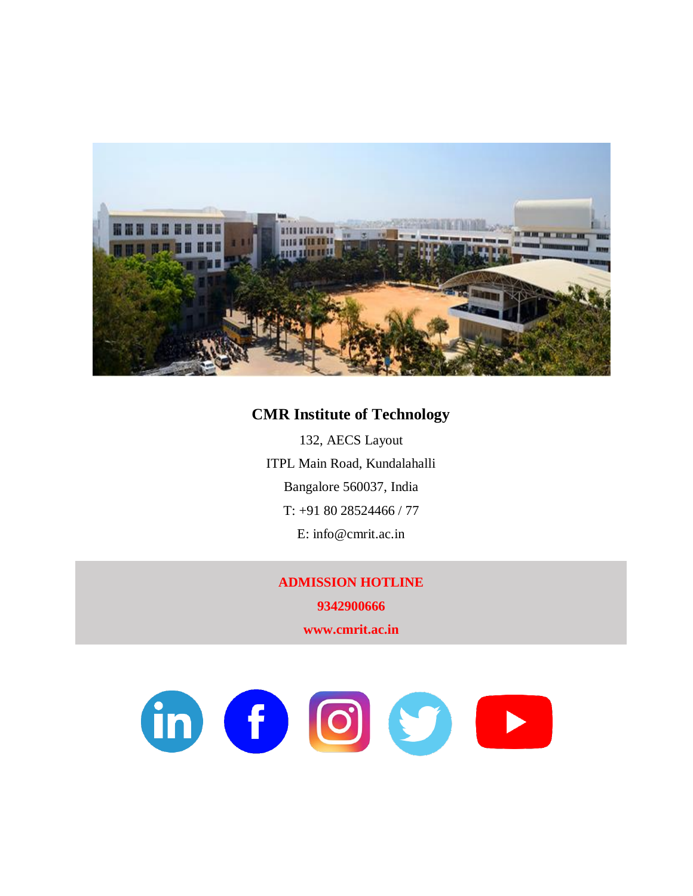**CMR Institute of Technology**

132, AECS Layout

ITPL Main Road, Kundalahalli

Bangalore 560037, India

T: +91 80 28524466 / 77

E: info@cmrit.ac.in

**ADMISSION HOTLINE**

**9342900666**

**www.cmrit.ac.in**